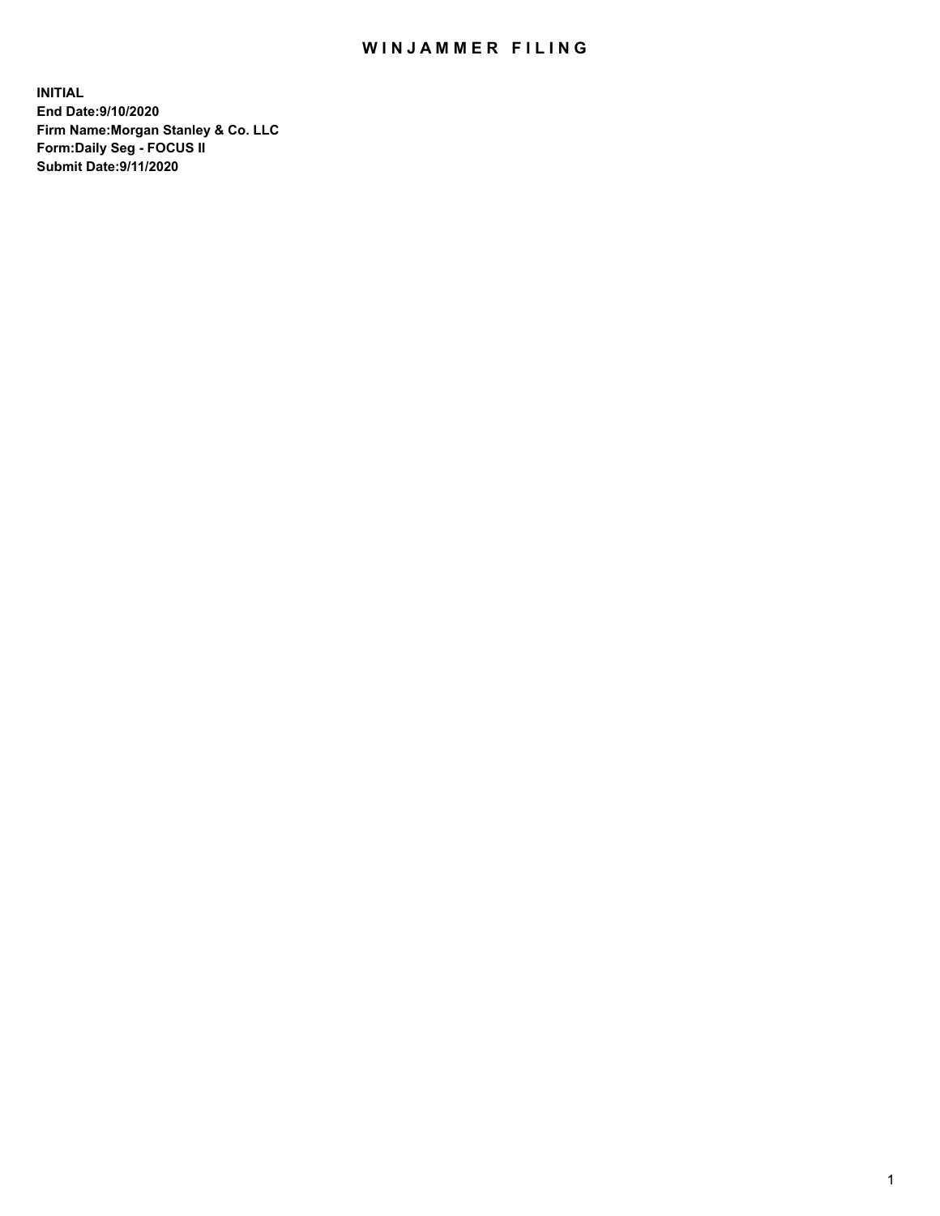# WINJAMMER FILING

**INITIAL**
**End Date:9/10/2020**
**Firm Name:Morgan Stanley & Co. LLC**
**Form:Daily Seg - FOCUS II**
**Submit Date:9/11/2020**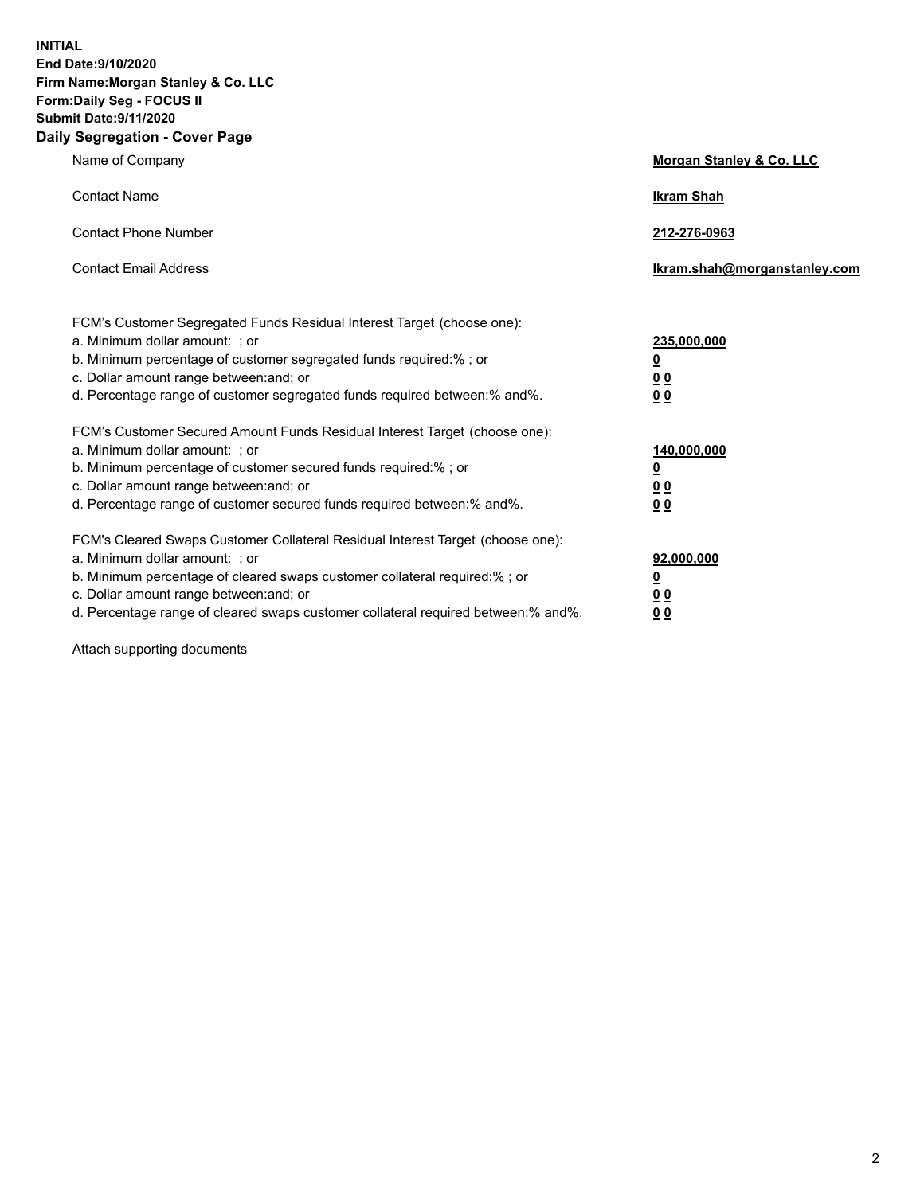**INITIAL**
**End Date:9/10/2020**
**Firm Name:Morgan Stanley & Co. LLC**
**Form:Daily Seg - FOCUS II**
**Submit Date:9/11/2020**

## Daily Segregation - Cover Page

| | |
|---|---|
| Name of Company | **Morgan Stanley & Co. LLC** |
| Contact Name | **Ikram Shah** |
| Contact Phone Number | **212-276-0963** |
| Contact Email Address | **Ikram.shah@morganstanley.com** |

| | |
|---|---|
| FCM's Customer Segregated Funds Residual Interest Target (choose one): | |
| a. Minimum dollar amount: ; or | **235,000,000** |
| b. Minimum percentage of customer segregated funds required:% ; or | **0** |
| c. Dollar amount range between:and; or | **0 0** |
| d. Percentage range of customer segregated funds required between:% and%. | **0 0** |
| FCM's Customer Secured Amount Funds Residual Interest Target (choose one): | |
| a. Minimum dollar amount: ; or | **140,000,000** |
| b. Minimum percentage of customer secured funds required:% ; or | **0** |
| c. Dollar amount range between:and; or | **0 0** |
| d. Percentage range of customer secured funds required between:% and%. | **0 0** |
| FCM's Cleared Swaps Customer Collateral Residual Interest Target (choose one): | |
| a. Minimum dollar amount: ; or | **92,000,000** |
| b. Minimum percentage of cleared swaps customer collateral required:% ; or | **0** |
| c. Dollar amount range between:and; or | **0 0** |
| d. Percentage range of cleared swaps customer collateral required between:% and%. | **0 0** |

Attach supporting documents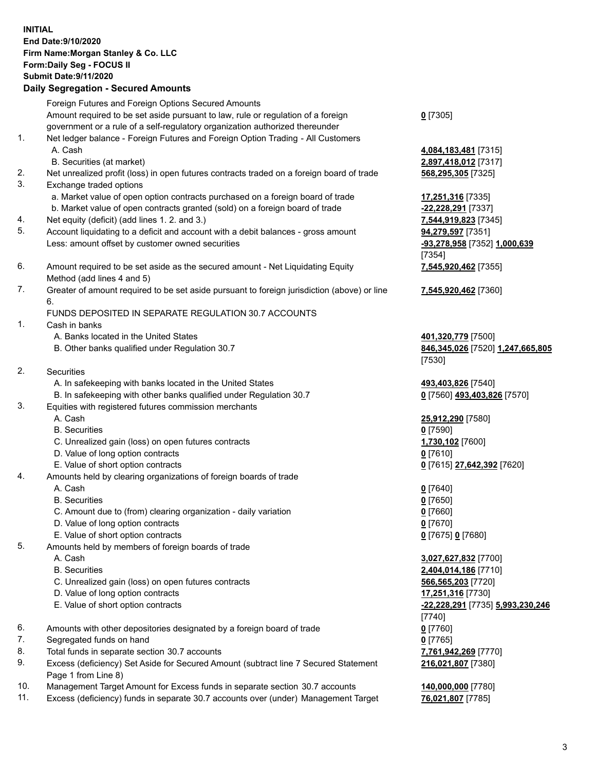**INITIAL**
**End Date:9/10/2020**
**Firm Name:Morgan Stanley & Co. LLC**
**Form:Daily Seg - FOCUS II**
**Submit Date:9/11/2020**

**Daily Segregation - Secured Amounts**

| | | | |
|---|---|---|---|
| | Foreign Futures and Foreign Options Secured Amounts | | |
| | Amount required to be set aside pursuant to law, rule or regulation of a foreign government or a rule of a self-regulatory organization authorized thereunder | **0** [7305] | |
| 1. | Net ledger balance - Foreign Futures and Foreign Option Trading - All Customers | | |
| | A. Cash | **4,084,183,481** [7315] | |
| | B. Securities (at market) | **2,897,418,012** [7317] | |
| 2. | Net unrealized profit (loss) in open futures contracts traded on a foreign board of trade | **568,295,305** [7325] | |
| 3. | Exchange traded options | | |
| | a. Market value of open option contracts purchased on a foreign board of trade | **17,251,316** [7335] | |
| | b. Market value of open contracts granted (sold) on a foreign board of trade | **-22,228,291** [7337] | |
| 4. | Net equity (deficit) (add lines 1. 2. and 3.) | **7,544,919,823** [7345] | |
| 5. | Account liquidating to a deficit and account with a debit balances - gross amount | **94,279,597** [7351] | |
| | Less: amount offset by customer owned securities | **-93,278,958** [7352] | **1,000,639** [7354] |
| 6. | Amount required to be set aside as the secured amount - Net Liquidating Equity Method (add lines 4 and 5) | **7,545,920,462** [7355] | |
| 7. | Greater of amount required to be set aside pursuant to foreign jurisdiction (above) or line 6. | **7,545,920,462** [7360] | |
| | FUNDS DEPOSITED IN SEPARATE REGULATION 30.7 ACCOUNTS | | |
| 1. | Cash in banks | | |
| | A. Banks located in the United States | **401,320,779** [7500] | |
| | B. Other banks qualified under Regulation 30.7 | **846,345,026** [7520] | **1,247,665,805** [7530] |
| 2. | Securities | | |
| | A. In safekeeping with banks located in the United States | **493,403,826** [7540] | |
| | B. In safekeeping with other banks qualified under Regulation 30.7 | **0** [7560] | **493,403,826** [7570] |
| 3. | Equities with registered futures commission merchants | | |
| | A. Cash | **25,912,290** [7580] | |
| | B. Securities | **0** [7590] | |
| | C. Unrealized gain (loss) on open futures contracts | **1,730,102** [7600] | |
| | D. Value of long option contracts | **0** [7610] | |
| | E. Value of short option contracts | **0** [7615] | **27,642,392** [7620] |
| 4. | Amounts held by clearing organizations of foreign boards of trade | | |
| | A. Cash | **0** [7640] | |
| | B. Securities | **0** [7650] | |
| | C. Amount due to (from) clearing organization - daily variation | **0** [7660] | |
| | D. Value of long option contracts | **0** [7670] | |
| | E. Value of short option contracts | **0** [7675] | **0** [7680] |
| 5. | Amounts held by members of foreign boards of trade | | |
| | A. Cash | **3,027,627,832** [7700] | |
| | B. Securities | **2,404,014,186** [7710] | |
| | C. Unrealized gain (loss) on open futures contracts | **566,565,203** [7720] | |
| | D. Value of long option contracts | **17,251,316** [7730] | |
| | E. Value of short option contracts | **-22,228,291** [7735] | **5,993,230,246** [7740] |
| 6. | Amounts with other depositories designated by a foreign board of trade | **0** [7760] | |
| 7. | Segregated funds on hand | **0** [7765] | |
| 8. | Total funds in separate section 30.7 accounts | **7,761,942,269** [7770] | |
| 9. | Excess (deficiency) Set Aside for Secured Amount (subtract line 7 Secured Statement Page 1 from Line 8) | **216,021,807** [7380] | |
| 10. | Management Target Amount for Excess funds in separate section 30.7 accounts | **140,000,000** [7780] | |
| 11. | Excess (deficiency) funds in separate 30.7 accounts over (under) Management Target | **76,021,807** [7785] | |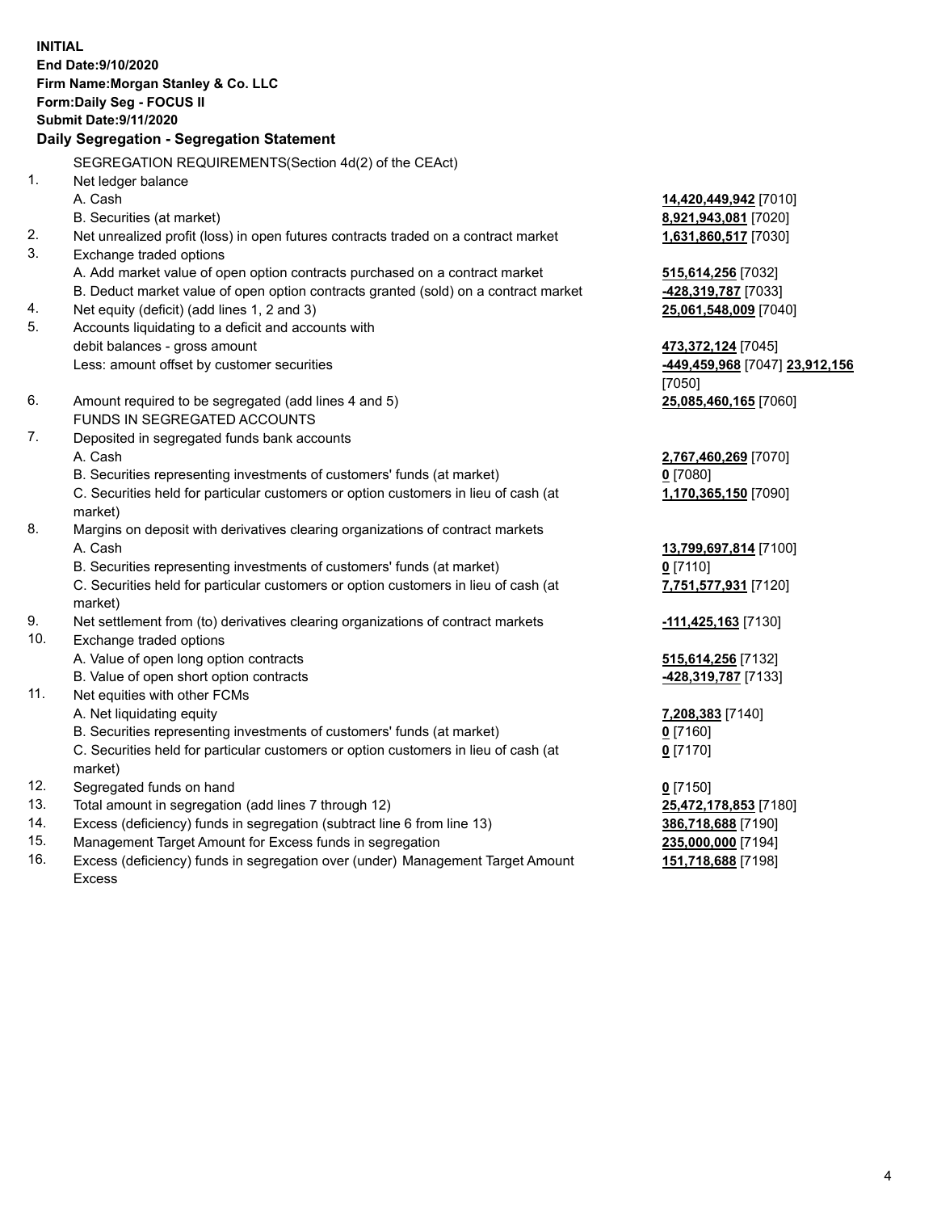**INITIAL**
**End Date:9/10/2020**
**Firm Name:Morgan Stanley & Co. LLC**
**Form:Daily Seg - FOCUS II**
**Submit Date:9/11/2020**

## Daily Segregation - Segregation Statement

SEGREGATION REQUIREMENTS(Section 4d(2) of the CEAct)

| | | |
|---|---|---|
| 1. | Net ledger balance | |
| | A. Cash | **14,420,449,942** [7010] |
| | B. Securities (at market) | **8,921,943,081** [7020] |
| 2. | Net unrealized profit (loss) in open futures contracts traded on a contract market | **1,631,860,517** [7030] |
| 3. | Exchange traded options | |
| | A. Add market value of open option contracts purchased on a contract market | **515,614,256** [7032] |
| | B. Deduct market value of open option contracts granted (sold) on a contract market | **-428,319,787** [7033] |
| 4. | Net equity (deficit) (add lines 1, 2 and 3) | **25,061,548,009** [7040] |
| 5. | Accounts liquidating to a deficit and accounts with debit balances - gross amount | **473,372,124** [7045] |
| | Less: amount offset by customer securities | **-449,459,968** [7047] **23,912,156** [7050] |
| 6. | Amount required to be segregated (add lines 4 and 5) | **25,085,460,165** [7060] |
| | FUNDS IN SEGREGATED ACCOUNTS | |
| 7. | Deposited in segregated funds bank accounts | |
| | A. Cash | **2,767,460,269** [7070] |
| | B. Securities representing investments of customers' funds (at market) | **0** [7080] |
| | C. Securities held for particular customers or option customers in lieu of cash (at market) | **1,170,365,150** [7090] |
| 8. | Margins on deposit with derivatives clearing organizations of contract markets | |
| | A. Cash | **13,799,697,814** [7100] |
| | B. Securities representing investments of customers' funds (at market) | **0** [7110] |
| | C. Securities held for particular customers or option customers in lieu of cash (at market) | **7,751,577,931** [7120] |
| 9. | Net settlement from (to) derivatives clearing organizations of contract markets | **-111,425,163** [7130] |
| 10. | Exchange traded options | |
| | A. Value of open long option contracts | **515,614,256** [7132] |
| | B. Value of open short option contracts | **-428,319,787** [7133] |
| 11. | Net equities with other FCMs | |
| | A. Net liquidating equity | **7,208,383** [7140] |
| | B. Securities representing investments of customers' funds (at market) | **0** [7160] |
| | C. Securities held for particular customers or option customers in lieu of cash (at market) | **0** [7170] |
| 12. | Segregated funds on hand | **0** [7150] |
| 13. | Total amount in segregation (add lines 7 through 12) | **25,472,178,853** [7180] |
| 14. | Excess (deficiency) funds in segregation (subtract line 6 from line 13) | **386,718,688** [7190] |
| 15. | Management Target Amount for Excess funds in segregation | **235,000,000** [7194] |
| 16. | Excess (deficiency) funds in segregation over (under) Management Target Amount Excess | **151,718,688** [7198] |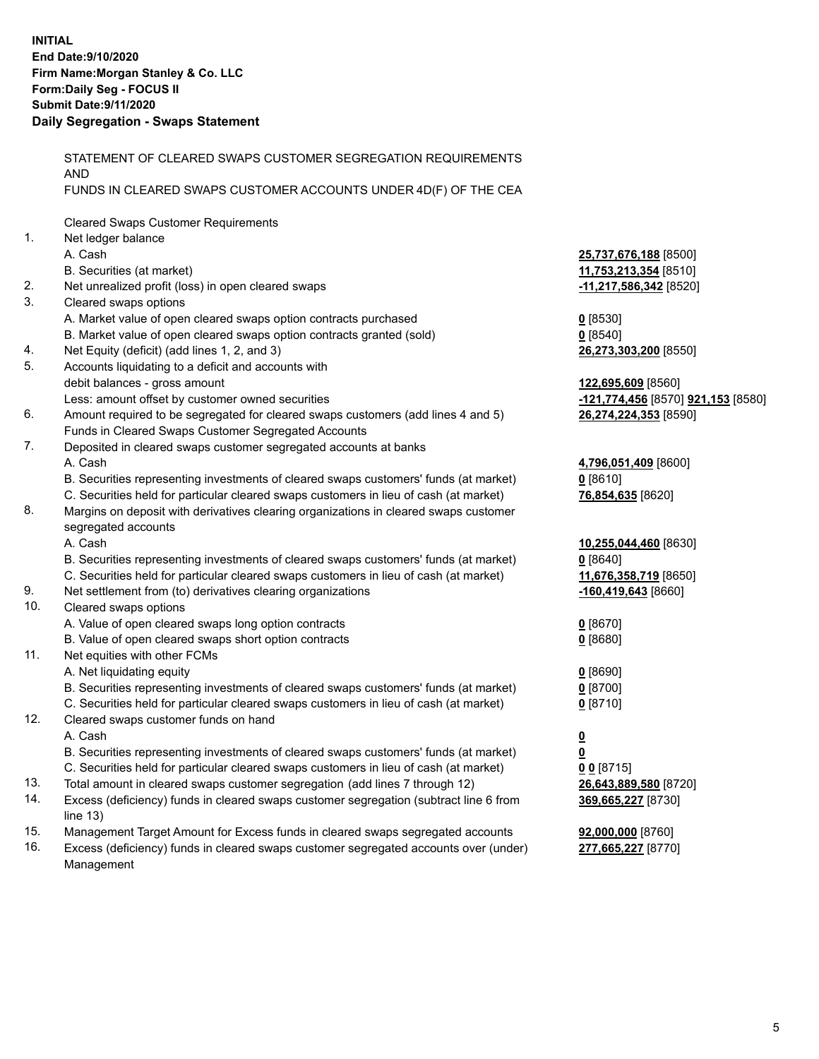**INITIAL**
**End Date:9/10/2020**
**Firm Name:Morgan Stanley & Co. LLC**
**Form:Daily Seg - FOCUS II**
**Submit Date:9/11/2020**
**Daily Segregation - Swaps Statement**

STATEMENT OF CLEARED SWAPS CUSTOMER SEGREGATION REQUIREMENTS AND FUNDS IN CLEARED SWAPS CUSTOMER ACCOUNTS UNDER 4D(F) OF THE CEA

| | | |
|---|---|---|
| | Cleared Swaps Customer Requirements | |
| 1. | Net ledger balance | |
| | A. Cash | **25,737,676,188** [8500] |
| | B. Securities (at market) | **11,753,213,354** [8510] |
| 2. | Net unrealized profit (loss) in open cleared swaps | **-11,217,586,342** [8520] |
| 3. | Cleared swaps options | |
| | A. Market value of open cleared swaps option contracts purchased | **0** [8530] |
| | B. Market value of open cleared swaps option contracts granted (sold) | **0** [8540] |
| 4. | Net Equity (deficit) (add lines 1, 2, and 3) | **26,273,303,200** [8550] |
| 5. | Accounts liquidating to a deficit and accounts with debit balances - gross amount | **122,695,609** [8560] |
| | Less: amount offset by customer owned securities | **-121,774,456** [8570] **921,153** [8580] |
| 6. | Amount required to be segregated for cleared swaps customers (add lines 4 and 5) | **26,274,224,353** [8590] |
| | Funds in Cleared Swaps Customer Segregated Accounts | |
| 7. | Deposited in cleared swaps customer segregated accounts at banks | |
| | A. Cash | **4,796,051,409** [8600] |
| | B. Securities representing investments of cleared swaps customers' funds (at market) | **0** [8610] |
| | C. Securities held for particular cleared swaps customers in lieu of cash (at market) | **76,854,635** [8620] |
| 8. | Margins on deposit with derivatives clearing organizations in cleared swaps customer segregated accounts | |
| | A. Cash | **10,255,044,460** [8630] |
| | B. Securities representing investments of cleared swaps customers' funds (at market) | **0** [8640] |
| | C. Securities held for particular cleared swaps customers in lieu of cash (at market) | **11,676,358,719** [8650] |
| 9. | Net settlement from (to) derivatives clearing organizations | **-160,419,643** [8660] |
| 10. | Cleared swaps options | |
| | A. Value of open cleared swaps long option contracts | **0** [8670] |
| | B. Value of open cleared swaps short option contracts | **0** [8680] |
| 11. | Net equities with other FCMs | |
| | A. Net liquidating equity | **0** [8690] |
| | B. Securities representing investments of cleared swaps customers' funds (at market) | **0** [8700] |
| | C. Securities held for particular cleared swaps customers in lieu of cash (at market) | **0** [8710] |
| 12. | Cleared swaps customer funds on hand | |
| | A. Cash | **0** |
| | B. Securities representing investments of cleared swaps customers' funds (at market) | **0** |
| | C. Securities held for particular cleared swaps customers in lieu of cash (at market) | **0** **0** [8715] |
| 13. | Total amount in cleared swaps customer segregation (add lines 7 through 12) | **26,643,889,580** [8720] |
| 14. | Excess (deficiency) funds in cleared swaps customer segregation (subtract line 6 from line 13) | **369,665,227** [8730] |
| 15. | Management Target Amount for Excess funds in cleared swaps segregated accounts | **92,000,000** [8760] |
| 16. | Excess (deficiency) funds in cleared swaps customer segregated accounts over (under) Management | **277,665,227** [8770] |